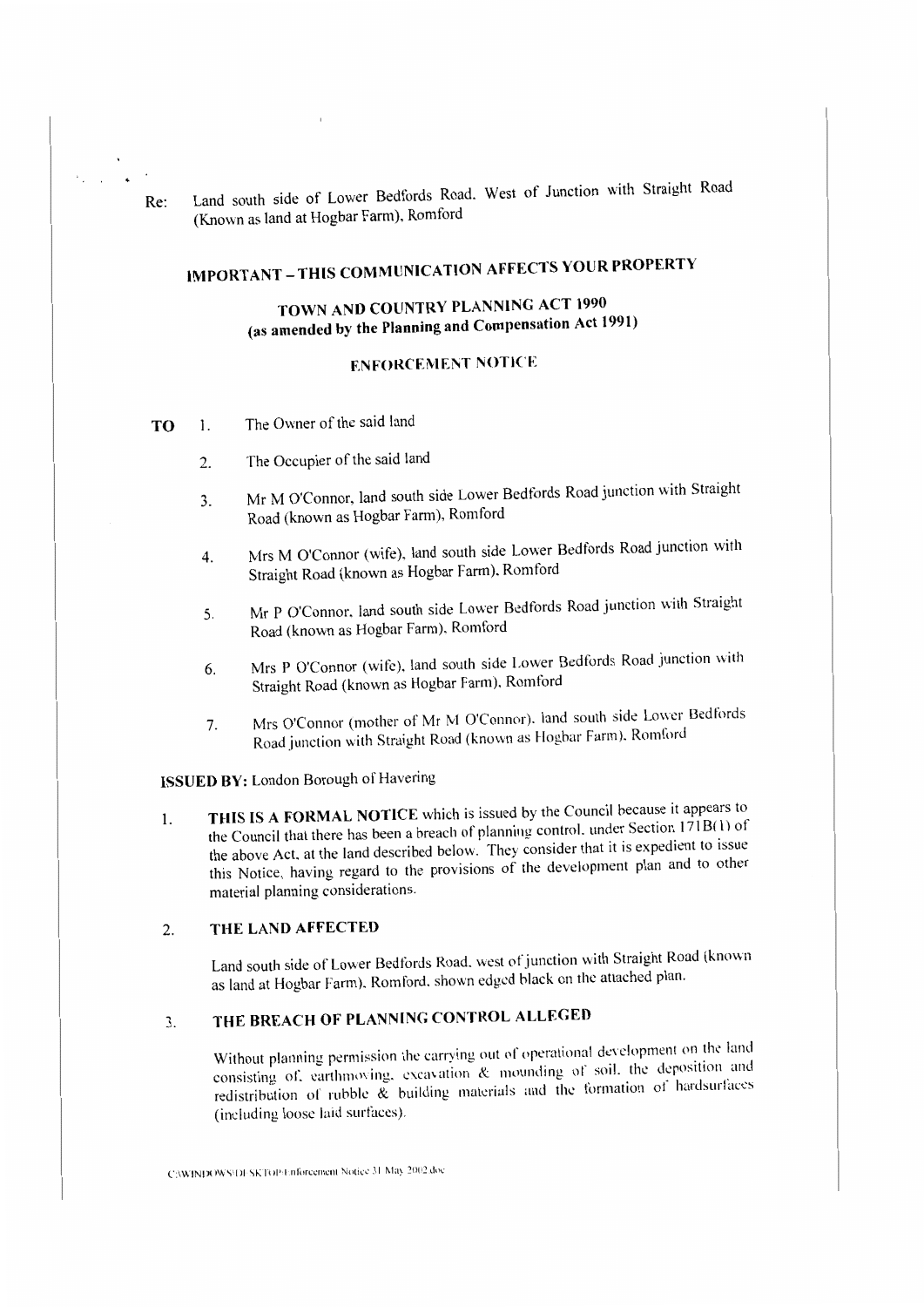Re: Land south side of Lower Bedfords Road. West of Junction with Straight Road (Known as land at Hogbar Farm), Romford

## IMPORTANT – THIS COMMUNICATION AFFECTS YOUR PROPERTY

## TOWN AND COUNTRY PLANNING ACT 1990
## (as amended by the Planning and Compensation Act 1991)

## ENFORCEMENT NOTICE

**TO**

1. The Owner of the said land
2. The Occupier of the said land
3. Mr M O'Connor, land south side Lower Bedfords Road junction with Straight Road (known as Hogbar Farm), Romford
4. Mrs M O'Connor (wife), land south side Lower Bedfords Road junction with Straight Road (known as Hogbar Farm), Romford
5. Mr P O'Connor, land south side Lower Bedfords Road junction with Straight Road (known as Hogbar Farm), Romford
6. Mrs P O'Connor (wife), land south side Lower Bedfords Road junction with Straight Road (known as Hogbar Farm), Romford
7. Mrs O'Connor (mother of Mr M O'Connor), land south side Lower Bedfords Road junction with Straight Road (known as Hogbar Farm), Romford

**ISSUED BY:** London Borough of Havering

1. **THIS IS A FORMAL NOTICE** which is issued by the Council because it appears to the Council that there has been a breach of planning control, under Section 171B(1) of the above Act, at the land described below. They consider that it is expedient to issue this Notice, having regard to the provisions of the development plan and to other material planning considerations.

2. **THE LAND AFFECTED**

   Land south side of Lower Bedfords Road, west of junction with Straight Road (known as land at Hogbar Farm), Romford, shown edged black on the attached plan.

3. **THE BREACH OF PLANNING CONTROL ALLEGED**

   Without planning permission the carrying out of operational development on the land consisting of, earthmoving, excavation & mounding of soil, the deposition and redistribution of rubble & building materials and the formation of hardsurfaces (including loose laid surfaces).

C:\WINDOWS\DESKTOP\Enforcement Notice 31 May 2002.doc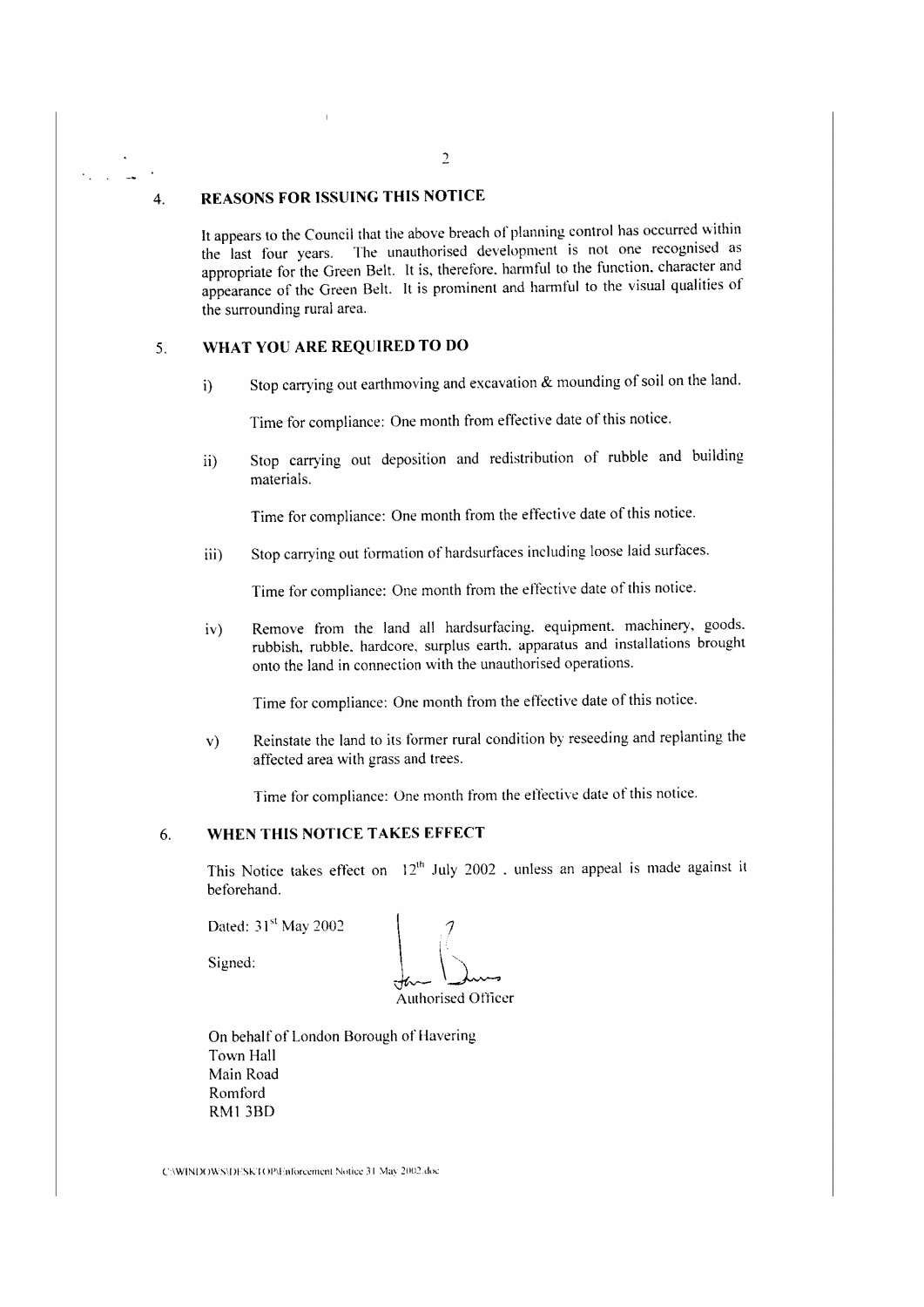## 4. REASONS FOR ISSUING THIS NOTICE

It appears to the Council that the above breach of planning control has occurred within the last four years. The unauthorised development is not one recognised as appropriate for the Green Belt. It is, therefore, harmful to the function, character and appearance of the Green Belt. It is prominent and harmful to the visual qualities of the surrounding rural area.

## 5. WHAT YOU ARE REQUIRED TO DO

i) Stop carrying out earthmoving and excavation & mounding of soil on the land.

Time for compliance: One month from effective date of this notice.

ii) Stop carrying out deposition and redistribution of rubble and building materials.

Time for compliance: One month from the effective date of this notice.

iii) Stop carrying out formation of hardsurfaces including loose laid surfaces.

Time for compliance: One month from the effective date of this notice.

iv) Remove from the land all hardsurfacing, equipment, machinery, goods, rubbish, rubble, hardcore, surplus earth, apparatus and installations brought onto the land in connection with the unauthorised operations.

Time for compliance: One month from the effective date of this notice.

v) Reinstate the land to its former rural condition by reseeding and replanting the affected area with grass and trees.

Time for compliance: One month from the effective date of this notice.

## 6. WHEN THIS NOTICE TAKES EFFECT

This Notice takes effect on 12th July 2002, unless an appeal is made against it beforehand.

Dated: 31st May 2002

Signed:

Authorised Officer

On behalf of London Borough of Havering
Town Hall
Main Road
Romford
RM1 3BD

C:\WINDOWS\DESKTOP\Enforcement Notice 31 May 2002.doc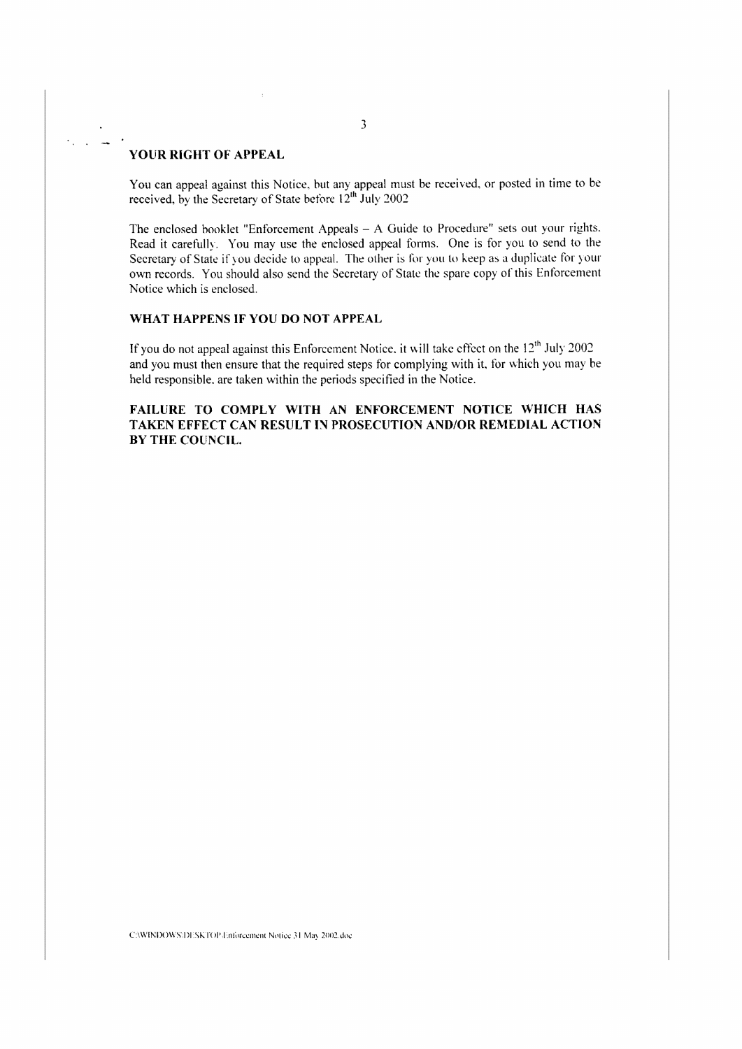## YOUR RIGHT OF APPEAL

You can appeal against this Notice, but any appeal must be received, or posted in time to be received, by the Secretary of State before 12th July 2002

The enclosed booklet "Enforcement Appeals – A Guide to Procedure" sets out your rights. Read it carefully. You may use the enclosed appeal forms. One is for you to send to the Secretary of State if you decide to appeal. The other is for you to keep as a duplicate for your own records. You should also send the Secretary of State the spare copy of this Enforcement Notice which is enclosed.

## WHAT HAPPENS IF YOU DO NOT APPEAL

If you do not appeal against this Enforcement Notice, it will take effect on the 12th July 2002 and you must then ensure that the required steps for complying with it, for which you may be held responsible, are taken within the periods specified in the Notice.

**FAILURE TO COMPLY WITH AN ENFORCEMENT NOTICE WHICH HAS TAKEN EFFECT CAN RESULT IN PROSECUTION AND/OR REMEDIAL ACTION BY THE COUNCIL.**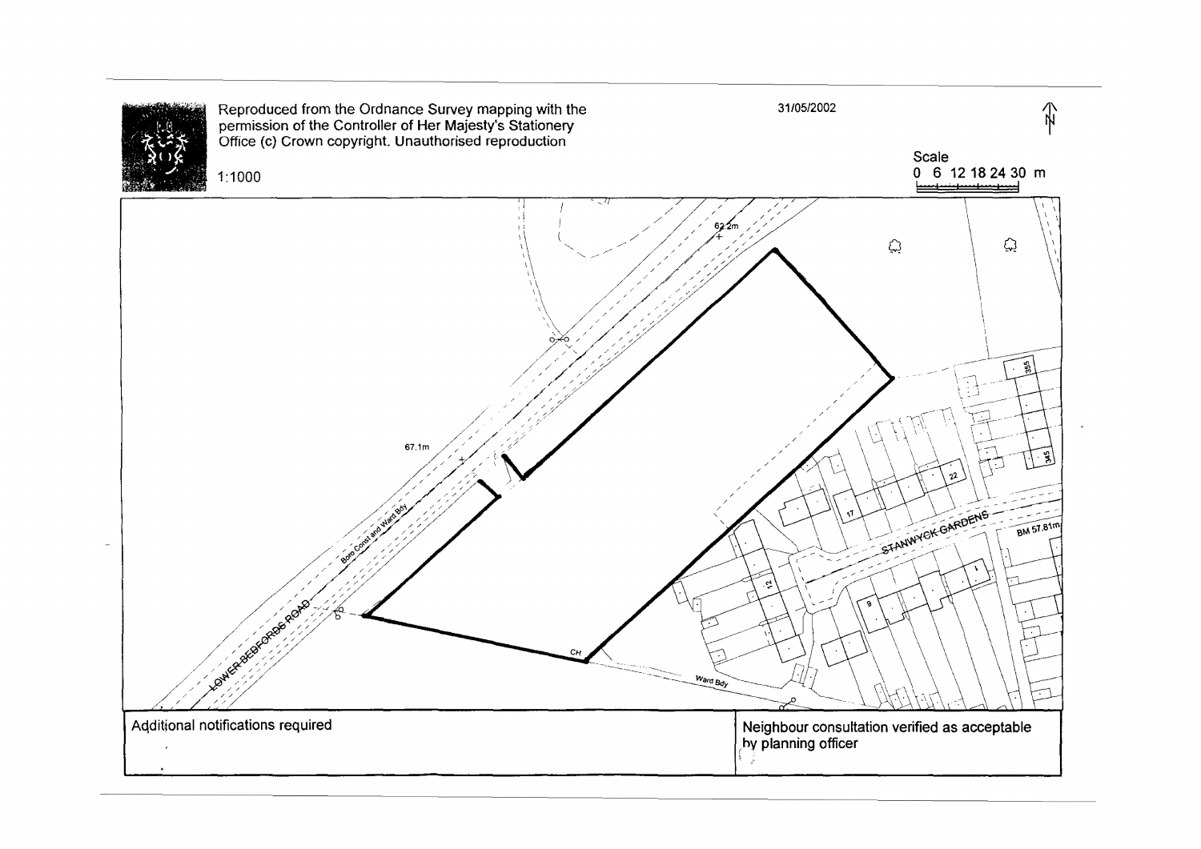Reproduced from the Ordnance Survey mapping with the permission of the Controller of Her Majesty's Stationery Office (c) Crown copyright. Unauthorised reproduction

1:1000

31/05/2002

N

Scale

0 6 12 18 24 30 m

62.2m

67.1m

Boro Const and Ward Bdy

LOWER BEDFORDS ROAD

CH

Ward Bdy

STANWYCK GARDENS

BM 57.81m

355

345

22

17

12

9

1

| | |
|---|---|
| Additional notifications required | Neighbour consultation verified as acceptable by planning officer |